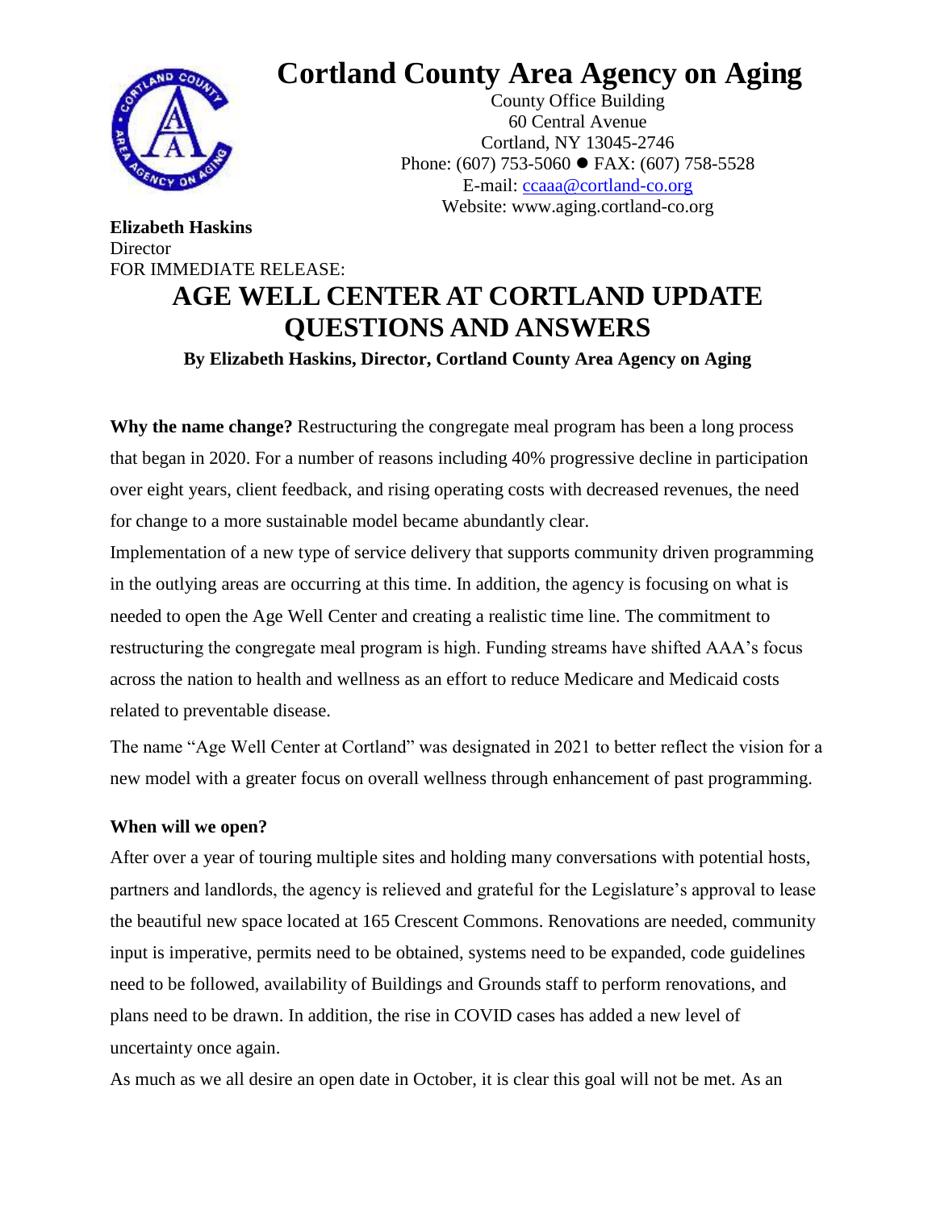# Cortland County Area Agency on Aging

County Office Building
60 Central Avenue
Cortland, NY 13045-2746
Phone: (607) 753-5060 ● FAX: (607) 758-5528
E-mail: ccaaa@cortland-co.org
Website: www.aging.cortland-co.org

**Elizabeth Haskins**
Director
FOR IMMEDIATE RELEASE:

## AGE WELL CENTER AT CORTLAND UPDATE QUESTIONS AND ANSWERS

**By Elizabeth Haskins, Director, Cortland County Area Agency on Aging**

**Why the name change?** Restructuring the congregate meal program has been a long process that began in 2020. For a number of reasons including 40% progressive decline in participation over eight years, client feedback, and rising operating costs with decreased revenues, the need for change to a more sustainable model became abundantly clear.

Implementation of a new type of service delivery that supports community driven programming in the outlying areas are occurring at this time. In addition, the agency is focusing on what is needed to open the Age Well Center and creating a realistic time line. The commitment to restructuring the congregate meal program is high. Funding streams have shifted AAA's focus across the nation to health and wellness as an effort to reduce Medicare and Medicaid costs related to preventable disease.

The name "Age Well Center at Cortland" was designated in 2021 to better reflect the vision for a new model with a greater focus on overall wellness through enhancement of past programming.

**When will we open?**

After over a year of touring multiple sites and holding many conversations with potential hosts, partners and landlords, the agency is relieved and grateful for the Legislature's approval to lease the beautiful new space located at 165 Crescent Commons. Renovations are needed, community input is imperative, permits need to be obtained, systems need to be expanded, code guidelines need to be followed, availability of Buildings and Grounds staff to perform renovations, and plans need to be drawn. In addition, the rise in COVID cases has added a new level of uncertainty once again.

As much as we all desire an open date in October, it is clear this goal will not be met. As an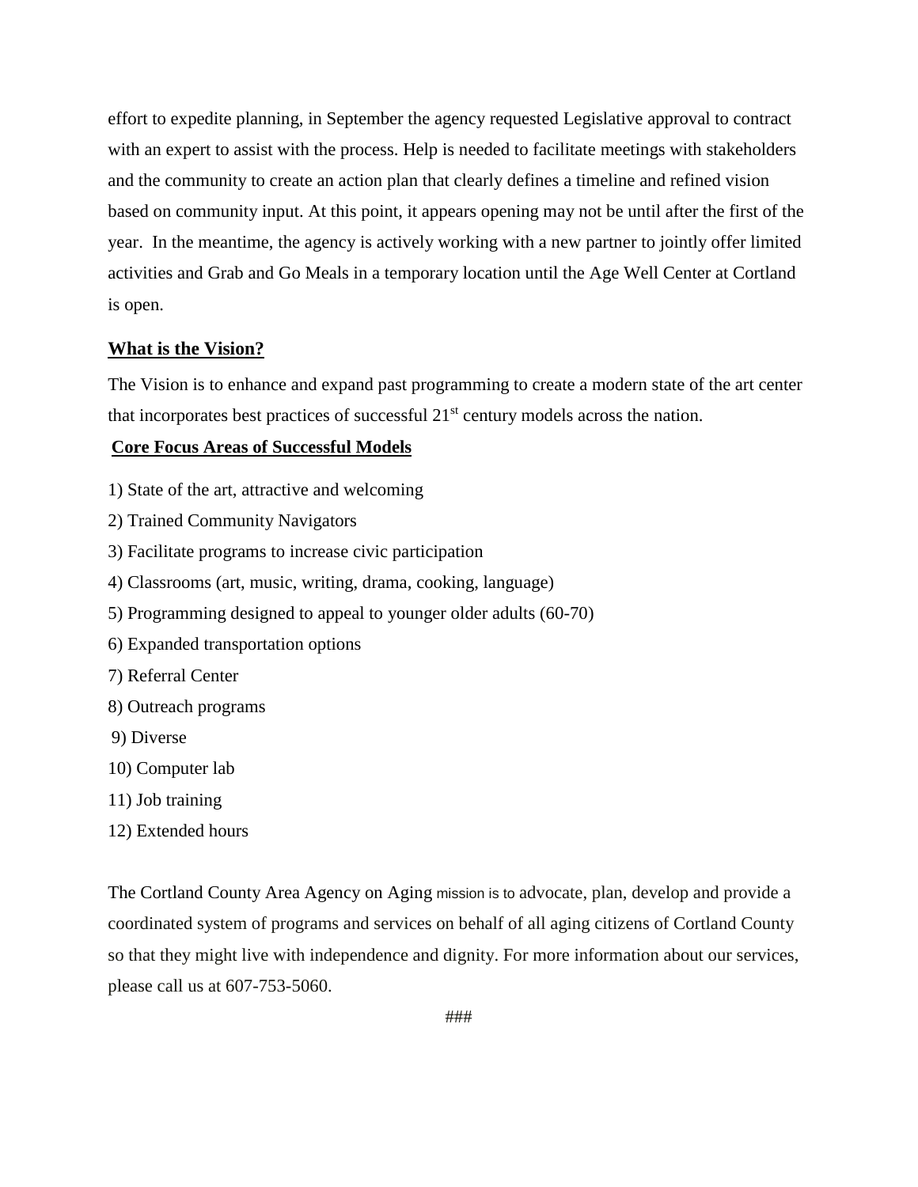effort to expedite planning, in September the agency requested Legislative approval to contract with an expert to assist with the process. Help is needed to facilitate meetings with stakeholders and the community to create an action plan that clearly defines a timeline and refined vision based on community input. At this point, it appears opening may not be until after the first of the year. In the meantime, the agency is actively working with a new partner to jointly offer limited activities and Grab and Go Meals in a temporary location until the Age Well Center at Cortland is open.

## What is the Vision?

The Vision is to enhance and expand past programming to create a modern state of the art center that incorporates best practices of successful 21st century models across the nation.

### Core Focus Areas of Successful Models

1) State of the art, attractive and welcoming
2) Trained Community Navigators
3) Facilitate programs to increase civic participation
4) Classrooms (art, music, writing, drama, cooking, language)
5) Programming designed to appeal to younger older adults (60-70)
6) Expanded transportation options
7) Referral Center
8) Outreach programs
9) Diverse
10) Computer lab
11) Job training
12) Extended hours

The Cortland County Area Agency on Aging mission is to advocate, plan, develop and provide a coordinated system of programs and services on behalf of all aging citizens of Cortland County so that they might live with independence and dignity. For more information about our services, please call us at 607-753-5060.

###